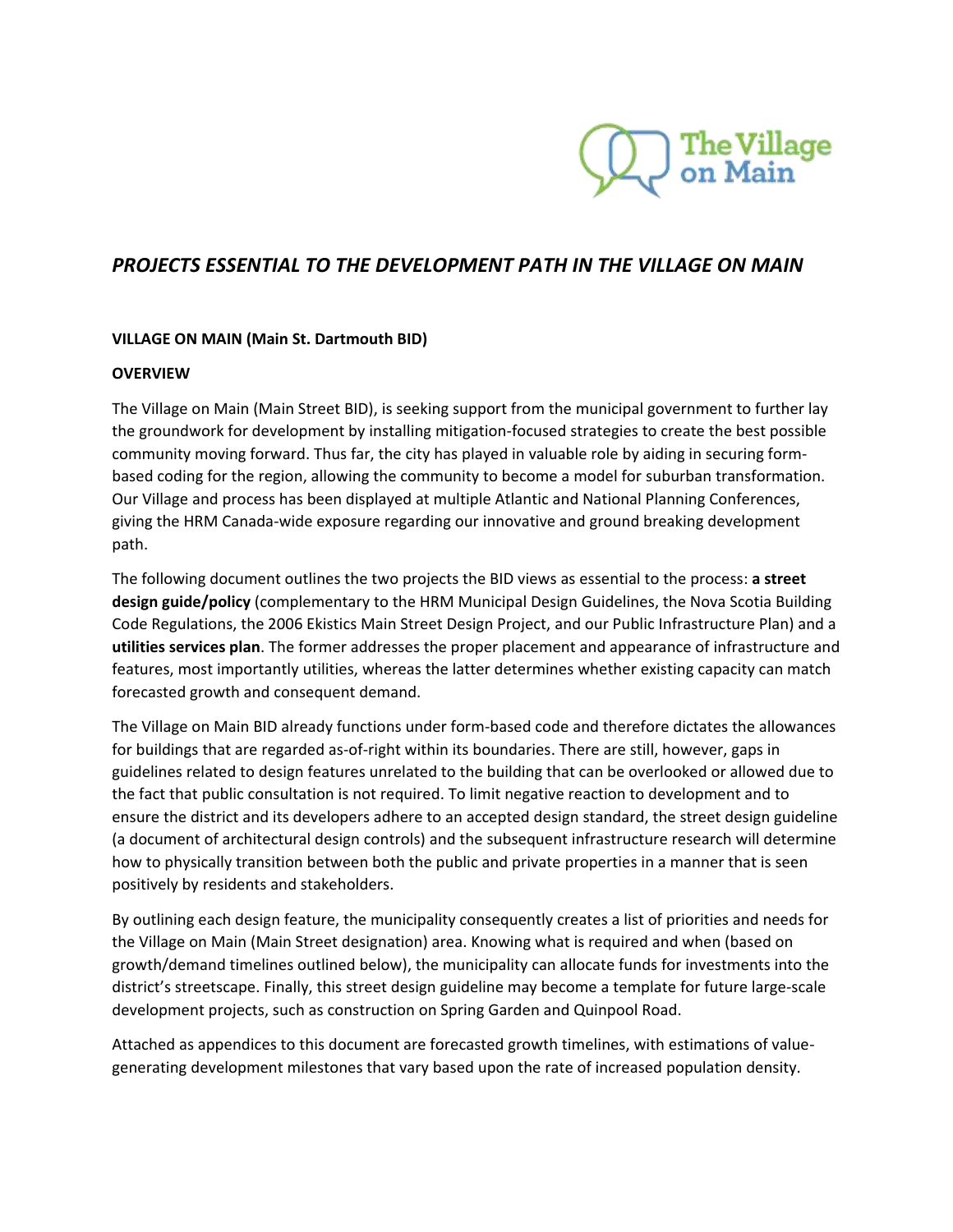# *PROJECTS ESSENTIAL TO THE DEVELOPMENT PATH IN THE VILLAGE ON MAIN*

**VILLAGE ON MAIN (Main St. Dartmouth BID)**

**OVERVIEW**

The Village on Main (Main Street BID), is seeking support from the municipal government to further lay the groundwork for development by installing mitigation-focused strategies to create the best possible community moving forward. Thus far, the city has played in valuable role by aiding in securing form-based coding for the region, allowing the community to become a model for suburban transformation. Our Village and process has been displayed at multiple Atlantic and National Planning Conferences, giving the HRM Canada-wide exposure regarding our innovative and ground breaking development path.

The following document outlines the two projects the BID views as essential to the process: **a street design guide/policy** (complementary to the HRM Municipal Design Guidelines, the Nova Scotia Building Code Regulations, the 2006 Ekistics Main Street Design Project, and our Public Infrastructure Plan) and a **utilities services plan**. The former addresses the proper placement and appearance of infrastructure and features, most importantly utilities, whereas the latter determines whether existing capacity can match forecasted growth and consequent demand.

The Village on Main BID already functions under form-based code and therefore dictates the allowances for buildings that are regarded as-of-right within its boundaries. There are still, however, gaps in guidelines related to design features unrelated to the building that can be overlooked or allowed due to the fact that public consultation is not required. To limit negative reaction to development and to ensure the district and its developers adhere to an accepted design standard, the street design guideline (a document of architectural design controls) and the subsequent infrastructure research will determine how to physically transition between both the public and private properties in a manner that is seen positively by residents and stakeholders.

By outlining each design feature, the municipality consequently creates a list of priorities and needs for the Village on Main (Main Street designation) area. Knowing what is required and when (based on growth/demand timelines outlined below), the municipality can allocate funds for investments into the district's streetscape. Finally, this street design guideline may become a template for future large-scale development projects, such as construction on Spring Garden and Quinpool Road.

Attached as appendices to this document are forecasted growth timelines, with estimations of value-generating development milestones that vary based upon the rate of increased population density.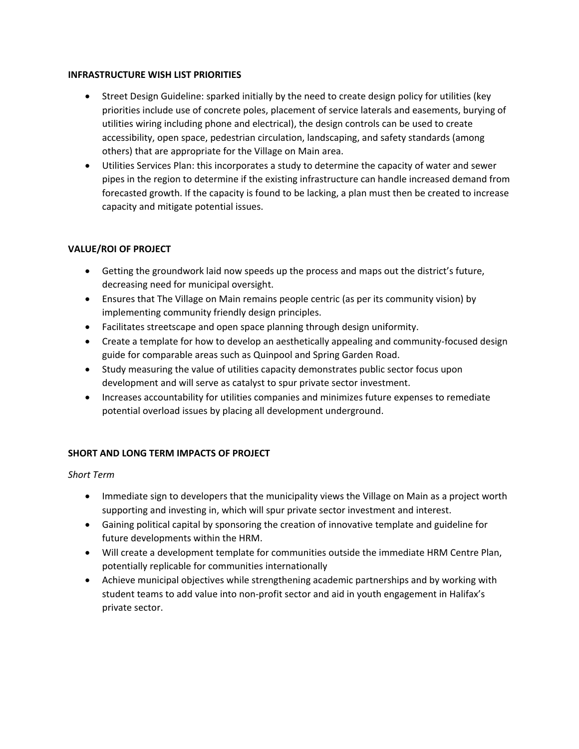**INFRASTRUCTURE WISH LIST PRIORITIES**

- Street Design Guideline: sparked initially by the need to create design policy for utilities (key priorities include use of concrete poles, placement of service laterals and easements, burying of utilities wiring including phone and electrical), the design controls can be used to create accessibility, open space, pedestrian circulation, landscaping, and safety standards (among others) that are appropriate for the Village on Main area.
- Utilities Services Plan: this incorporates a study to determine the capacity of water and sewer pipes in the region to determine if the existing infrastructure can handle increased demand from forecasted growth. If the capacity is found to be lacking, a plan must then be created to increase capacity and mitigate potential issues.

**VALUE/ROI OF PROJECT**

- Getting the groundwork laid now speeds up the process and maps out the district's future, decreasing need for municipal oversight.
- Ensures that The Village on Main remains people centric (as per its community vision) by implementing community friendly design principles.
- Facilitates streetscape and open space planning through design uniformity.
- Create a template for how to develop an aesthetically appealing and community-focused design guide for comparable areas such as Quinpool and Spring Garden Road.
- Study measuring the value of utilities capacity demonstrates public sector focus upon development and will serve as catalyst to spur private sector investment.
- Increases accountability for utilities companies and minimizes future expenses to remediate potential overload issues by placing all development underground.

**SHORT AND LONG TERM IMPACTS OF PROJECT**

*Short Term*

- Immediate sign to developers that the municipality views the Village on Main as a project worth supporting and investing in, which will spur private sector investment and interest.
- Gaining political capital by sponsoring the creation of innovative template and guideline for future developments within the HRM.
- Will create a development template for communities outside the immediate HRM Centre Plan, potentially replicable for communities internationally
- Achieve municipal objectives while strengthening academic partnerships and by working with student teams to add value into non-profit sector and aid in youth engagement in Halifax's private sector.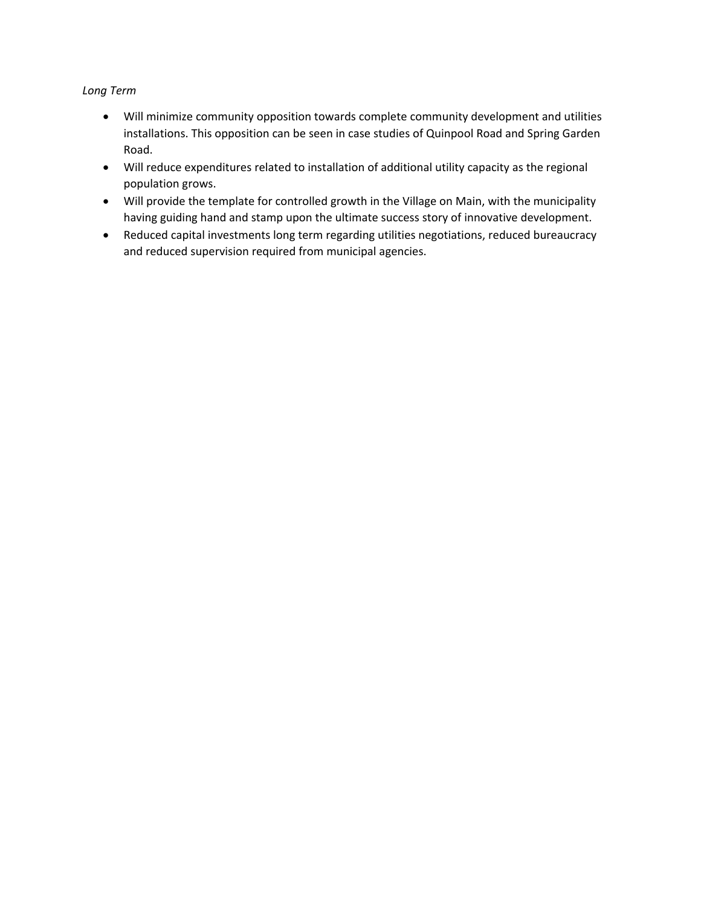*Long Term*

- Will minimize community opposition towards complete community development and utilities installations. This opposition can be seen in case studies of Quinpool Road and Spring Garden Road.
- Will reduce expenditures related to installation of additional utility capacity as the regional population grows.
- Will provide the template for controlled growth in the Village on Main, with the municipality having guiding hand and stamp upon the ultimate success story of innovative development.
- Reduced capital investments long term regarding utilities negotiations, reduced bureaucracy and reduced supervision required from municipal agencies.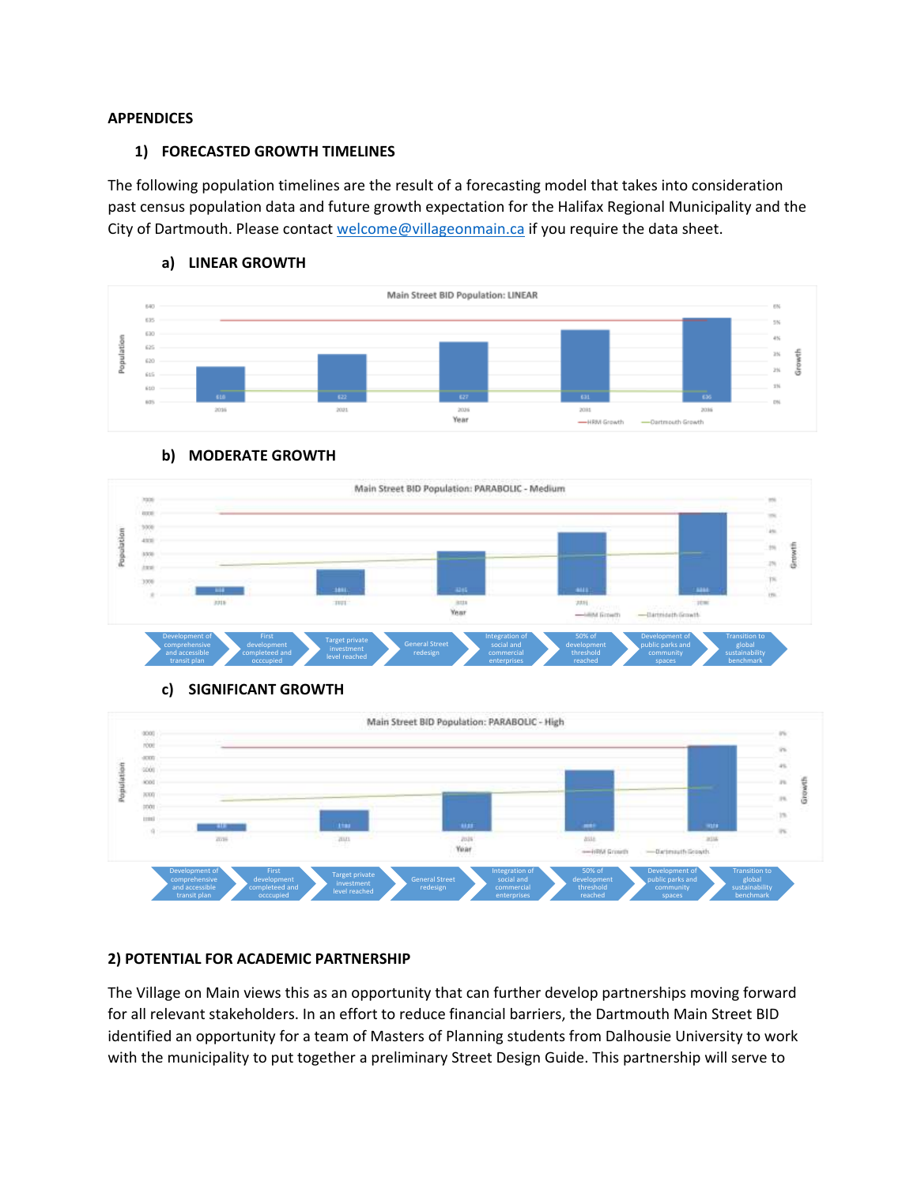## APPENDICES

### 1) FORECASTED GROWTH TIMELINES

The following population timelines are the result of a forecasting model that takes into consideration past census population data and future growth expectation for the Halifax Regional Municipality and the City of Dartmouth. Please contact welcome@villageonmain.ca if you require the data sheet.

#### a) LINEAR GROWTH

Main Street BID Population: LINEAR

Population

Growth

618
622
627
631
636

2016
2021
2026
2031
2036

Year

HRM Growth
Dartmouth Growth

#### b) MODERATE GROWTH

Main Street BID Population: PARABOLIC - Medium

Population

Growth

Year

HRM Growth
Dartmouth Growth

Development of comprehensive and accessible transit plan → First development completed and occcupied → Target private investment level reached → General Street redesign → Integration of social and commercial enterprises → 50% of development threshold reached → Development of public parks and community spaces → Transition to global sustainability benchmark

#### c) SIGNIFICANT GROWTH

Main Street BID Population: PARABOLIC - High

Population

Growth

Year

HRM Growth
Dartmouth Growth

Development of comprehensive and accessible transit plan → First development completed and occcupied → Target private investment level reached → General Street redesign → Integration of social and commercial enterprises → 50% of development threshold reached → Development of public parks and community spaces → Transition to global sustainability benchmark

### 2) POTENTIAL FOR ACADEMIC PARTNERSHIP

The Village on Main views this as an opportunity that can further develop partnerships moving forward for all relevant stakeholders. In an effort to reduce financial barriers, the Dartmouth Main Street BID identified an opportunity for a team of Masters of Planning students from Dalhousie University to work with the municipality to put together a preliminary Street Design Guide. This partnership will serve to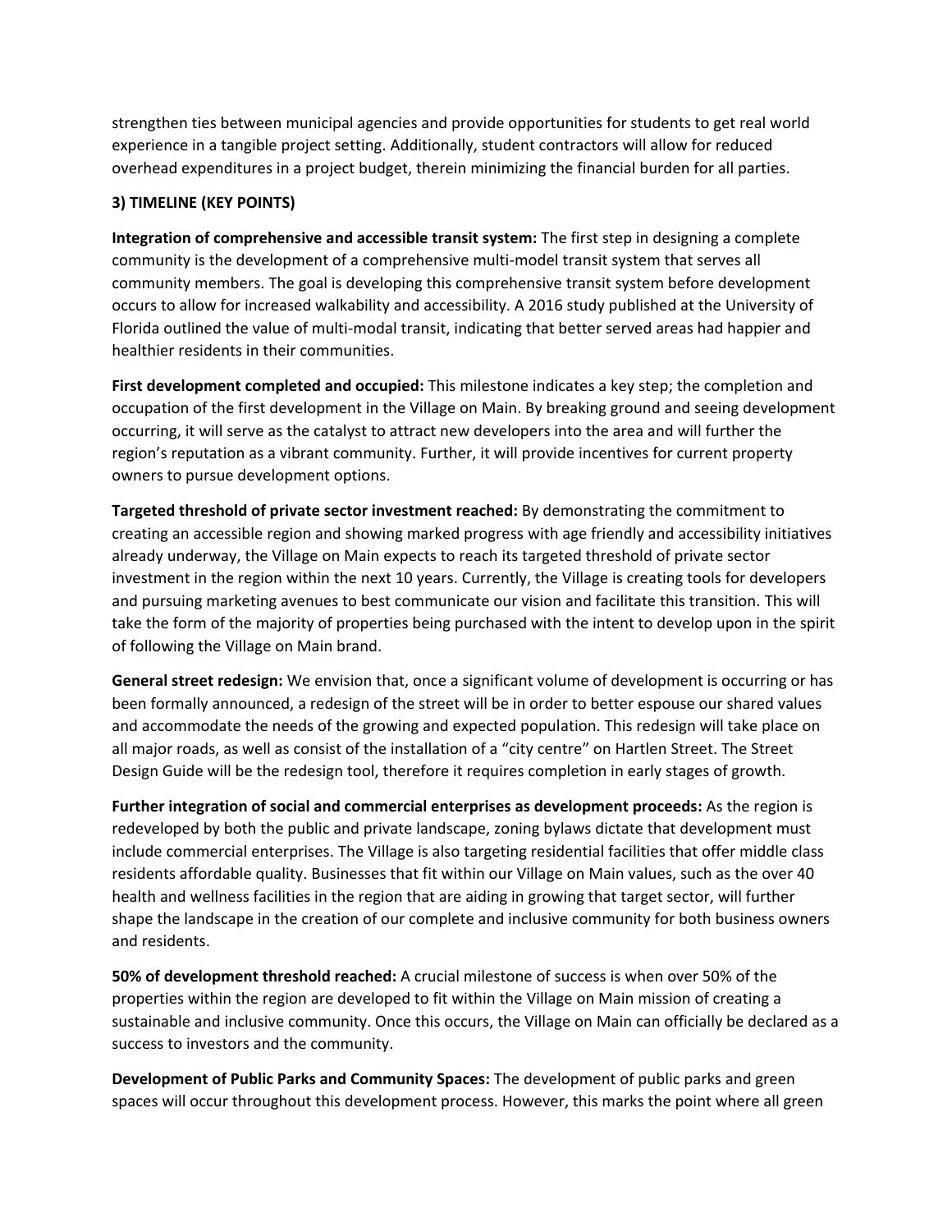strengthen ties between municipal agencies and provide opportunities for students to get real world experience in a tangible project setting. Additionally, student contractors will allow for reduced overhead expenditures in a project budget, therein minimizing the financial burden for all parties.

**3) TIMELINE (KEY POINTS)**

**Integration of comprehensive and accessible transit system:** The first step in designing a complete community is the development of a comprehensive multi-model transit system that serves all community members. The goal is developing this comprehensive transit system before development occurs to allow for increased walkability and accessibility. A 2016 study published at the University of Florida outlined the value of multi-modal transit, indicating that better served areas had happier and healthier residents in their communities.

**First development completed and occupied:** This milestone indicates a key step; the completion and occupation of the first development in the Village on Main. By breaking ground and seeing development occurring, it will serve as the catalyst to attract new developers into the area and will further the region's reputation as a vibrant community. Further, it will provide incentives for current property owners to pursue development options.

**Targeted threshold of private sector investment reached:** By demonstrating the commitment to creating an accessible region and showing marked progress with age friendly and accessibility initiatives already underway, the Village on Main expects to reach its targeted threshold of private sector investment in the region within the next 10 years. Currently, the Village is creating tools for developers and pursuing marketing avenues to best communicate our vision and facilitate this transition. This will take the form of the majority of properties being purchased with the intent to develop upon in the spirit of following the Village on Main brand.

**General street redesign:** We envision that, once a significant volume of development is occurring or has been formally announced, a redesign of the street will be in order to better espouse our shared values and accommodate the needs of the growing and expected population. This redesign will take place on all major roads, as well as consist of the installation of a "city centre" on Hartlen Street. The Street Design Guide will be the redesign tool, therefore it requires completion in early stages of growth.

**Further integration of social and commercial enterprises as development proceeds:** As the region is redeveloped by both the public and private landscape, zoning bylaws dictate that development must include commercial enterprises. The Village is also targeting residential facilities that offer middle class residents affordable quality. Businesses that fit within our Village on Main values, such as the over 40 health and wellness facilities in the region that are aiding in growing that target sector, will further shape the landscape in the creation of our complete and inclusive community for both business owners and residents.

**50% of development threshold reached:** A crucial milestone of success is when over 50% of the properties within the region are developed to fit within the Village on Main mission of creating a sustainable and inclusive community. Once this occurs, the Village on Main can officially be declared as a success to investors and the community.

**Development of Public Parks and Community Spaces:** The development of public parks and green spaces will occur throughout this development process. However, this marks the point where all green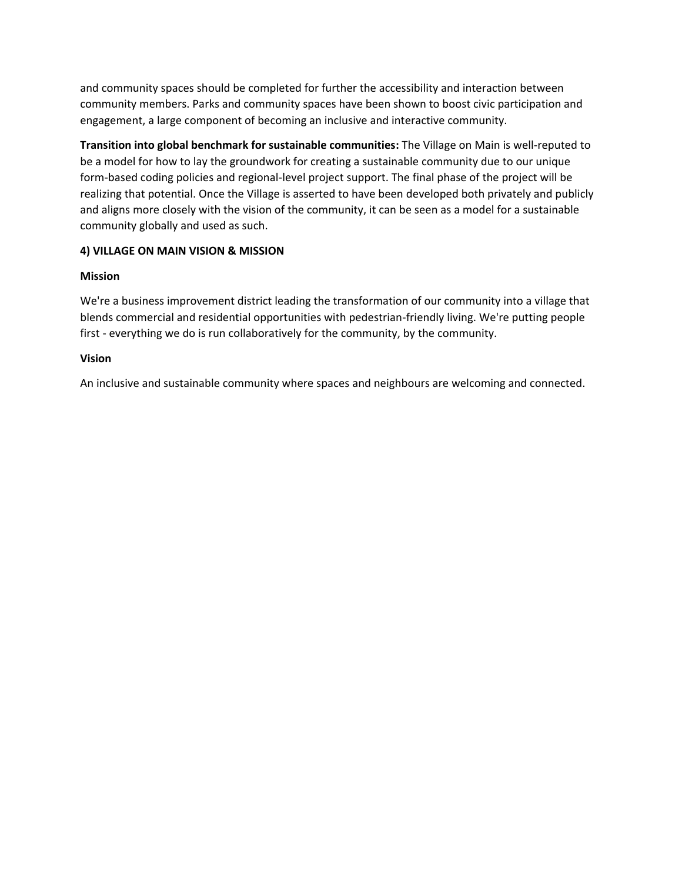and community spaces should be completed for further the accessibility and interaction between community members. Parks and community spaces have been shown to boost civic participation and engagement, a large component of becoming an inclusive and interactive community.

**Transition into global benchmark for sustainable communities:** The Village on Main is well-reputed to be a model for how to lay the groundwork for creating a sustainable community due to our unique form-based coding policies and regional-level project support. The final phase of the project will be realizing that potential. Once the Village is asserted to have been developed both privately and publicly and aligns more closely with the vision of the community, it can be seen as a model for a sustainable community globally and used as such.

## 4) VILLAGE ON MAIN VISION & MISSION

### Mission

We're a business improvement district leading the transformation of our community into a village that blends commercial and residential opportunities with pedestrian-friendly living. We're putting people first - everything we do is run collaboratively for the community, by the community.

### Vision

An inclusive and sustainable community where spaces and neighbours are welcoming and connected.